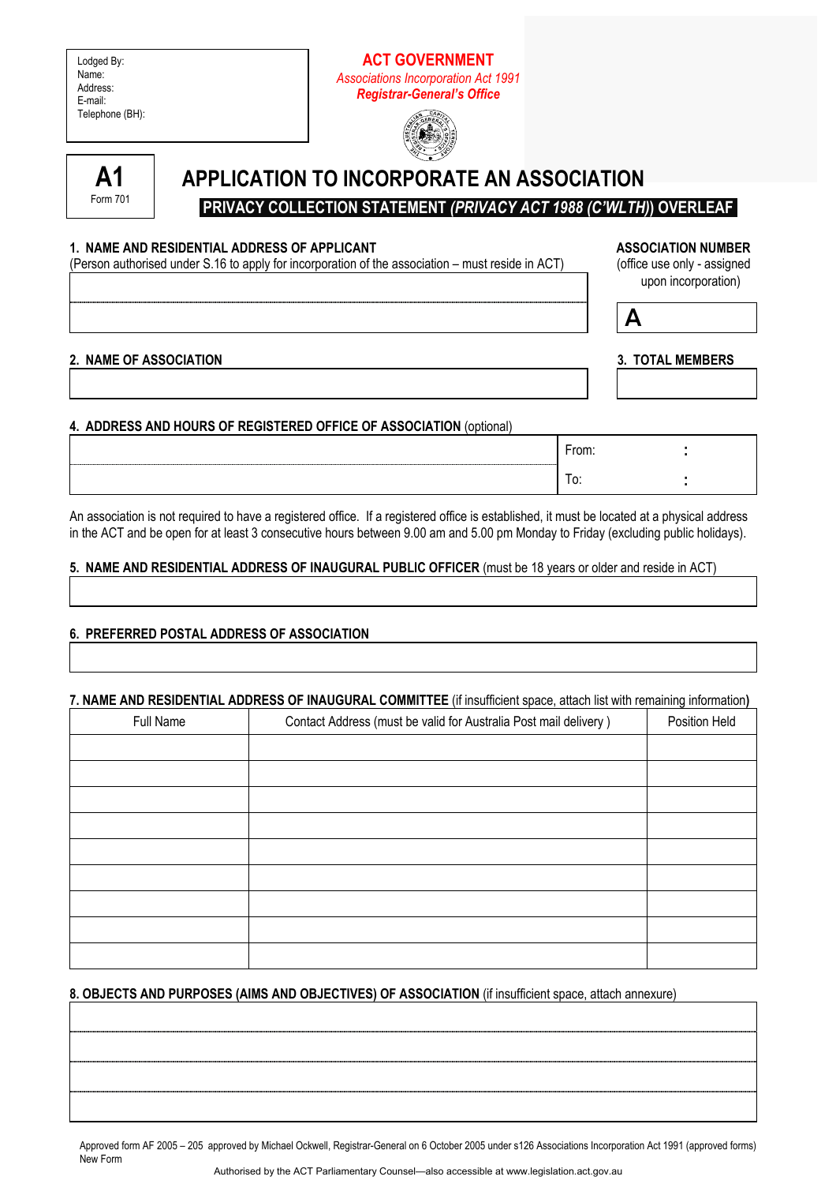Lodged By:
Name:
Address:
E-mail:
Telephone (BH):

**ACT GOVERNMENT**
*Associations Incorporation Act 1991*
***Registrar-General's Office***

**A1**
Form 701

# APPLICATION TO INCORPORATE AN ASSOCIATION

**PRIVACY COLLECTION STATEMENT *(PRIVACY ACT 1988 (C'WLTH)*) OVERLEAF**

**1. NAME AND RESIDENTIAL ADDRESS OF APPLICANT**
(Person authorised under S.16 to apply for incorporation of the association – must reside in ACT)

**ASSOCIATION NUMBER**
(office use only - assigned upon incorporation)

A

**2. NAME OF ASSOCIATION**

**3. TOTAL MEMBERS**

**4. ADDRESS AND HOURS OF REGISTERED OFFICE OF ASSOCIATION** (optional)

From: :
To: :

An association is not required to have a registered office. If a registered office is established, it must be located at a physical address in the ACT and be open for at least 3 consecutive hours between 9.00 am and 5.00 pm Monday to Friday (excluding public holidays).

**5. NAME AND RESIDENTIAL ADDRESS OF INAUGURAL PUBLIC OFFICER** (must be 18 years or older and reside in ACT)

**6. PREFERRED POSTAL ADDRESS OF ASSOCIATION**

**7. NAME AND RESIDENTIAL ADDRESS OF INAUGURAL COMMITTEE** (if insufficient space, attach list with remaining information**)**

| Full Name | Contact Address (must be valid for Australia Post mail delivery ) | Position Held |
|---|---|---|
| | | |
| | | |
| | | |
| | | |
| | | |
| | | |
| | | |
| | | |
| | | |

**8. OBJECTS AND PURPOSES (AIMS AND OBJECTIVES) OF ASSOCIATION** (if insufficient space, attach annexure)

Approved form AF 2005 – 205 approved by Michael Ockwell, Registrar-General on 6 October 2005 under s126 Associations Incorporation Act 1991 (approved forms)
New Form

Authorised by the ACT Parliamentary Counsel—also accessible at www.legislation.act.gov.au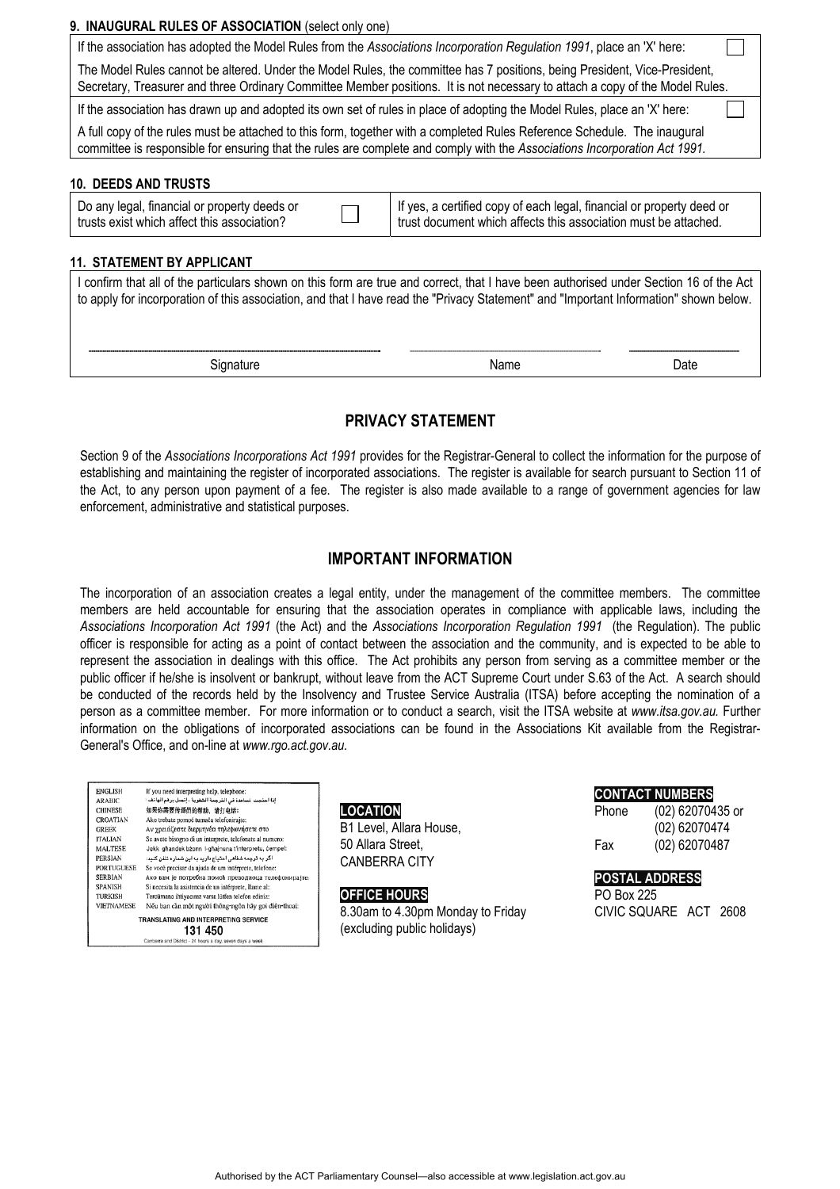**9. INAUGURAL RULES OF ASSOCIATION** (select only one)

If the association has adopted the Model Rules from the *Associations Incorporation Regulation 1991*, place an 'X' here: ☐

The Model Rules cannot be altered. Under the Model Rules, the committee has 7 positions, being President, Vice-President, Secretary, Treasurer and three Ordinary Committee Member positions. It is not necessary to attach a copy of the Model Rules.

If the association has drawn up and adopted its own set of rules in place of adopting the Model Rules, place an 'X' here: ☐

A full copy of the rules must be attached to this form, together with a completed Rules Reference Schedule. The inaugural committee is responsible for ensuring that the rules are complete and comply with the *Associations Incorporation Act 1991.*

**10. DEEDS AND TRUSTS**

| | | |
|---|---|---|
| Do any legal, financial or property deeds or trusts exist which affect this association? | ☐ | If yes, a certified copy of each legal, financial or property deed or trust document which affects this association must be attached. |

**11. STATEMENT BY APPLICANT**

I confirm that all of the particulars shown on this form are true and correct, that I have been authorised under Section 16 of the Act to apply for incorporation of this association, and that I have read the "Privacy Statement" and "Important Information" shown below.

| | | |
|---|---|---|
| Signature | Name | Date |

## PRIVACY STATEMENT

Section 9 of the *Associations Incorporations Act 1991* provides for the Registrar-General to collect the information for the purpose of establishing and maintaining the register of incorporated associations. The register is available for search pursuant to Section 11 of the Act, to any person upon payment of a fee. The register is also made available to a range of government agencies for law enforcement, administrative and statistical purposes.

## IMPORTANT INFORMATION

The incorporation of an association creates a legal entity, under the management of the committee members. The committee members are held accountable for ensuring that the association operates in compliance with applicable laws, including the *Associations Incorporation Act 1991* (the Act) and the *Associations Incorporation Regulation 1991* (the Regulation). The public officer is responsible for acting as a point of contact between the association and the community, and is expected to be able to represent the association in dealings with this office. The Act prohibits any person from serving as a committee member or the public officer if he/she is insolvent or bankrupt, without leave from the ACT Supreme Court under S.63 of the Act. A search should be conducted of the records held by the Insolvency and Trustee Service Australia (ITSA) before accepting the nomination of a person as a committee member. For more information or to conduct a search, visit the ITSA website at *www.itsa.gov.au.* Further information on the obligations of incorporated associations can be found in the Associations Kit available from the Registrar-General's Office, and on-line at *www.rgo.act.gov.au.*

| | |
|---|---|
| ENGLISH | If you need interpreting help, telephone: |
| ARABIC | إذا احتجت لمساعدة في الترجمة الشفوية ، إتصل برقم الهاتف: |
| CHINESE | 如果你需要传译员的帮助，请打电话： |
| CROATIAN | Ako trebate pomoć tumača telefonirajte: |
| GREEK | Αν χρειάζεστε διερμηνέα τηλεφωνήσετε στο |
| ITALIAN | Se avete bisogno di un interprete, telefonate al numero: |
| MALTESE | Jekk għandek bżonn l-għajnuna t'interpretu, ċempel: |
| PERSIAN | اگر به ترجمه شفاهی احتیاج دارید به این شماره تلفن کنید: |
| PORTUGUESE | Se você precisar da ajuda de um intérprete, telefone: |
| SERBIAN | Ако вам је потребна помоћ преводиоца телефонирајте: |
| SPANISH | Si necesita la asistencia de un intérprete, llame al: |
| TURKISH | Tercümana ihtiyacınız varsa lütfen telefon ediniz: |
| VIETNAMESE | Nếu bạn cần một người thông-ngôn hãy gọi điện-thoại: |

TRANSLATING AND INTERPRETING SERVICE
**131 450**
Canberra and District - 24 hours a day, seven days a week

**LOCATION**
B1 Level, Allara House,
50 Allara Street,
CANBERRA CITY

**OFFICE HOURS**
8.30am to 4.30pm Monday to Friday
(excluding public holidays)

**CONTACT NUMBERS**

| | |
|---|---|
| Phone | (02) 62070435 or |
| | (02) 62070474 |
| Fax | (02) 62070487 |

**POSTAL ADDRESS**
PO Box 225
CIVIC SQUARE ACT 2608

Authorised by the ACT Parliamentary Counsel—also accessible at www.legislation.act.gov.au